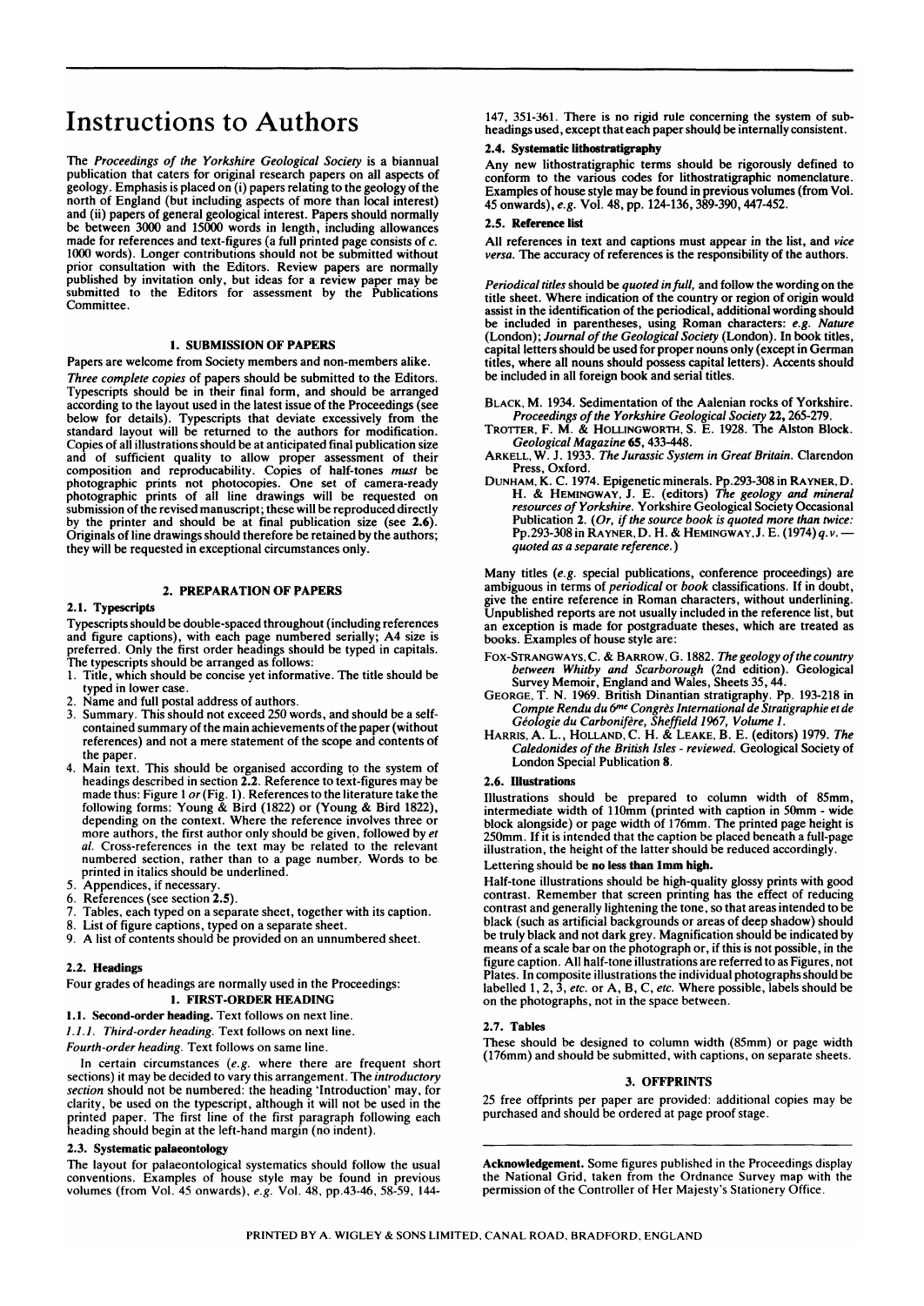# Instructions to Authors

The *Proceedings of the Yorkshire Geological Society* is a biannual publication that caters for original research papers on all aspects of geology. Emphasis is placed on (i) papers relating to the geology of the north of England (but including aspects of more than local interest) and (ii) papers of general geological interest. Papers should normally be between 3000 and 15000 words in length, including allowances made for references and text-figures (a full printed page consists of *c.* 1000 words). Longer contributions should not be submitted without prior consultation with the Editors. Review papers are normally published by invitation only, but ideas for a review paper may be submitted to the Editors for assessment by the Publications Committee.

## 1. SUBMISSION OF PAPERS

Papers are welcome from Society members and non-members alike.

*Three complete copies* of papers should be submitted to the Editors. Typescripts should be in their final form, and should be arranged according to the layout used in the latest issue of the Proceedings (see below for details). Typescripts that deviate excessively from the standard layout will be returned to the authors for modification. Copies of all illustrations should be at anticipated final publication size and of sufficient quality to allow proper assessment of their composition and reproducability. Copies of half-tones *must* be photographic prints not photocopies. One set of camera-ready photographic prints of all line drawings will be requested on submission of the revised manuscript; these will be reproduced directly by the printer and should be at final publication size (see **2.6**). Originals of line drawings should therefore be retained by the authors; they will be requested in exceptional circumstances only.

## 2. PREPARATION OF PAPERS

### 2.1. Typescripts

Typescripts should be double-spaced throughout (including references and figure captions), with each page numbered serially; A4 size is preferred. Only the first order headings should be typed in capitals. The typescripts should be arranged as follows:

1. Title, which should be concise yet informative. The title should be typed in lower case.
2. Name and full postal address of authors.
3. Summary. This should not exceed 250 words, and should be a self-contained summary of the main achievements of the paper (without references) and not a mere statement of the scope and contents of the paper.
4. Main text. This should be organised according to the system of headings described in section **2.2**. Reference to text-figures may be made thus: Figure 1 *or* (Fig. 1). References to the literature take the following forms: Young & Bird (1822) or (Young & Bird 1822), depending on the context. Where the reference involves three or more authors, the first author only should be given, followed by *et al.* Cross-references in the text may be related to the relevant numbered section, rather than to a page number. Words to be printed in italics should be underlined.
5. Appendices, if necessary.
6. References (see section **2.5**).
7. Tables, each typed on a separate sheet, together with its caption.
8. List of figure captions, typed on a separate sheet.
9. A list of contents should be provided on an unnumbered sheet.

### 2.2. Headings

Four grades of headings are normally used in the Proceedings:

**1. FIRST-ORDER HEADING**

**1.1. Second-order heading.** Text follows on next line.

*1.1.1. Third-order heading.* Text follows on next line.

*Fourth-order heading.* Text follows on same line.

In certain circumstances (*e.g.* where there are frequent short sections) it may be decided to vary this arrangement. The *introductory section* should not be numbered: the heading 'Introduction' may, for clarity, be used on the typescript, although it will not be used in the printed paper. The first line of the first paragraph following each heading should begin at the left-hand margin (no indent).

### 2.3. Systematic palaeontology

The layout for palaeontological systematics should follow the usual conventions. Examples of house style may be found in previous volumes (from Vol. 45 onwards), *e.g.* Vol. 48, pp.43-46, 58-59, 144-147, 351-361. There is no rigid rule concerning the system of sub-headings used, except that each paper should be internally consistent.

### 2.4. Systematic lithostratigraphy

Any new lithostratigraphic terms should be rigorously defined to conform to the various codes for lithostratigraphic nomenclature. Examples of house style may be found in previous volumes (from Vol. 45 onwards), *e.g.* Vol. 48, pp. 124-136, 389-390, 447-452.

### 2.5. Reference list

All references in text and captions must appear in the list, and *vice versa*. The accuracy of references is the responsibility of the authors.

*Periodical titles* should be *quoted in full*, and follow the wording on the title sheet. Where indication of the country or region of origin would assist in the identification of the periodical, additional wording should be included in parentheses, using Roman characters: *e.g. Nature* (London); *Journal of the Geological Society* (London). In book titles, capital letters should be used for proper nouns only (except in German titles, where all nouns should possess capital letters). Accents should be included in all foreign book and serial titles.

BLACK, M. 1934. Sedimentation of the Aalenian rocks of Yorkshire. *Proceedings of the Yorkshire Geological Society* **22**, 265-279.

TROTTER, F. M. & HOLLINGWORTH, S. E. 1928. The Alston Block. *Geological Magazine* **65**, 433-448.

ARKELL, W. J. 1933. *The Jurassic System in Great Britain.* Clarendon Press, Oxford.

DUNHAM, K. C. 1974. Epigenetic minerals. Pp.293-308 in RAYNER, D. H. & HEMINGWAY, J. E. (editors) *The geology and mineral resources of Yorkshire.* Yorkshire Geological Society Occasional Publication **2**. (*Or, if the source book is quoted more than twice:* Pp.293-308 in RAYNER, D. H. & HEMINGWAY, J. E. (1974) *q.v. — quoted as a separate reference.*)

Many titles (*e.g.* special publications, conference proceedings) are ambiguous in terms of *periodical* or *book* classifications. If in doubt, give the entire reference in Roman characters, without underlining. Unpublished reports are not usually included in the reference list, but an exception is made for postgraduate theses, which are treated as books. Examples of house style are:

FOX-STRANGWAYS, C. & BARROW, G. 1882. *The geology of the country between Whitby and Scarborough* (2nd edition). Geological Survey Memoir, England and Wales, Sheets 35, 44.

GEORGE, T. N. 1969. British Dinantian stratigraphy. Pp. 193-218 in *Compte Rendu du 6me Congrès International de Stratigraphie et de Géologie du Carbonifère, Sheffield 1967, Volume 1.*

HARRIS, A. L., HOLLAND, C. H. & LEAKE, B. E. (editors) 1979. *The Caledonides of the British Isles - reviewed.* Geological Society of London Special Publication **8**.

### 2.6. Illustrations

Illustrations should be prepared to column width of 85mm, intermediate width of 110mm (printed with caption in 50mm - wide block alongside) or page width of 176mm. The printed page height is 250mm. If it is intended that the caption be placed beneath a full-page illustration, the height of the latter should be reduced accordingly.

Lettering should be **no less than 1mm high.**

Half-tone illustrations should be high-quality glossy prints with good contrast. Remember that screen printing has the effect of reducing contrast and generally lightening the tone, so that areas intended to be black (such as artificial backgrounds or areas of deep shadow) should be truly black and not dark grey. Magnification should be indicated by means of a scale bar on the photograph or, if this is not possible, in the figure caption. All half-tone illustrations are referred to as Figures, not Plates. In composite illustrations the individual photographs should be labelled 1, 2, 3, *etc.* or A, B, C, *etc.* Where possible, labels should be on the photographs, not in the space between.

### 2.7. Tables

These should be designed to column width (85mm) or page width (176mm) and should be submitted, with captions, on separate sheets.

## 3. OFFPRINTS

25 free offprints per paper are provided: additional copies may be purchased and should be ordered at page proof stage.

---

**Acknowledgement.** Some figures published in the Proceedings display the National Grid, taken from the Ordnance Survey map with the permission of the Controller of Her Majesty's Stationery Office.

PRINTED BY A. WIGLEY & SONS LIMITED, CANAL ROAD, BRADFORD, ENGLAND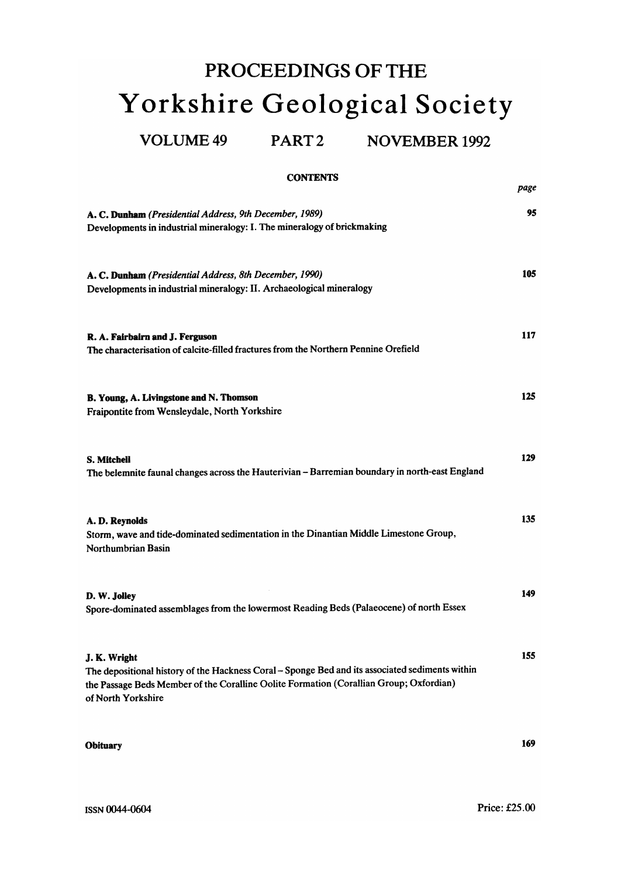# PROCEEDINGS OF THE
# Yorkshire Geological Society

## VOLUME 49 PART 2 NOVEMBER 1992

**CONTENTS**

| | page |
|---|---|
| **A. C. Dunham** *(Presidential Address, 9th December, 1989)*<br>Developments in industrial mineralogy: I. The mineralogy of brickmaking | 95 |
| **A. C. Dunham** *(Presidential Address, 8th December, 1990)*<br>Developments in industrial mineralogy: II. Archaeological mineralogy | 105 |
| **R. A. Fairbairn and J. Ferguson**<br>The characterisation of calcite-filled fractures from the Northern Pennine Orefield | 117 |
| **B. Young, A. Livingstone and N. Thomson**<br>Fraipontite from Wensleydale, North Yorkshire | 125 |
| **S. Mitchell**<br>The belemnite faunal changes across the Hauterivian – Barremian boundary in north-east England | 129 |
| **A. D. Reynolds**<br>Storm, wave and tide-dominated sedimentation in the Dinantian Middle Limestone Group, Northumbrian Basin | 135 |
| **D. W. Jolley**<br>Spore-dominated assemblages from the lowermost Reading Beds (Palaeocene) of north Essex | 149 |
| **J. K. Wright**<br>The depositional history of the Hackness Coral – Sponge Bed and its associated sediments within the Passage Beds Member of the Coralline Oolite Formation (Corallian Group; Oxfordian) of North Yorkshire | 155 |
| **Obituary** | 169 |

ISSN 0044-0604

Price: £25.00